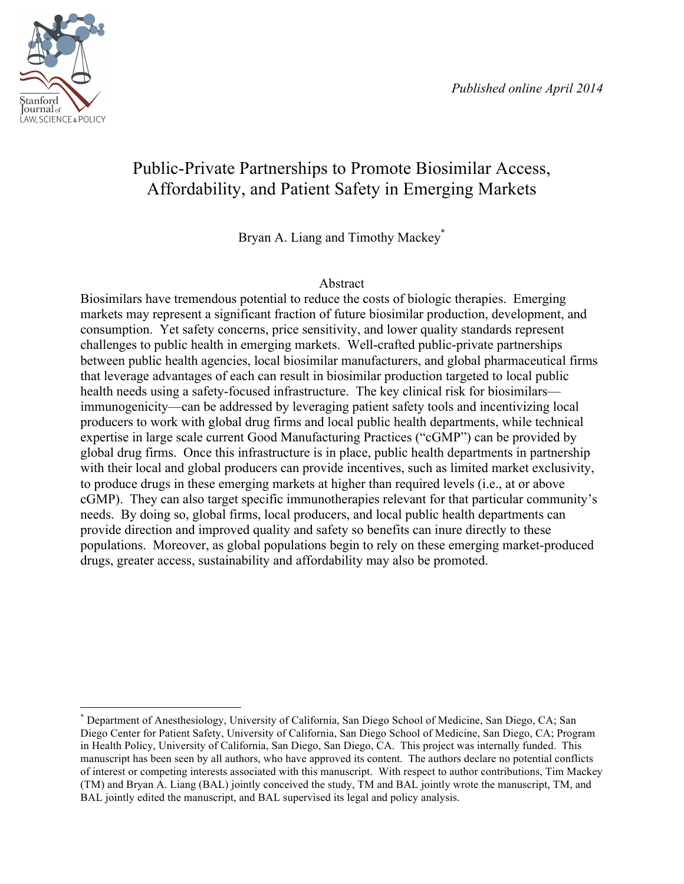*Published online April 2014*

# Public-Private Partnerships to Promote Biosimilar Access, Affordability, and Patient Safety in Emerging Markets

Bryan A. Liang and Timothy Mackey*

## Abstract

Biosimilars have tremendous potential to reduce the costs of biologic therapies. Emerging markets may represent a significant fraction of future biosimilar production, development, and consumption. Yet safety concerns, price sensitivity, and lower quality standards represent challenges to public health in emerging markets. Well-crafted public-private partnerships between public health agencies, local biosimilar manufacturers, and global pharmaceutical firms that leverage advantages of each can result in biosimilar production targeted to local public health needs using a safety-focused infrastructure. The key clinical risk for biosimilars—immunogenicity—can be addressed by leveraging patient safety tools and incentivizing local producers to work with global drug firms and local public health departments, while technical expertise in large scale current Good Manufacturing Practices ("cGMP") can be provided by global drug firms. Once this infrastructure is in place, public health departments in partnership with their local and global producers can provide incentives, such as limited market exclusivity, to produce drugs in these emerging markets at higher than required levels (i.e., at or above cGMP). They can also target specific immunotherapies relevant for that particular community's needs. By doing so, global firms, local producers, and local public health departments can provide direction and improved quality and safety so benefits can inure directly to these populations. Moreover, as global populations begin to rely on these emerging market-produced drugs, greater access, sustainability and affordability may also be promoted.

---

* Department of Anesthesiology, University of California, San Diego School of Medicine, San Diego, CA; San Diego Center for Patient Safety, University of California, San Diego School of Medicine, San Diego, CA; Program in Health Policy, University of California, San Diego, San Diego, CA. This project was internally funded. This manuscript has been seen by all authors, who have approved its content. The authors declare no potential conflicts of interest or competing interests associated with this manuscript. With respect to author contributions, Tim Mackey (TM) and Bryan A. Liang (BAL) jointly conceived the study, TM and BAL jointly wrote the manuscript, TM, and BAL jointly edited the manuscript, and BAL supervised its legal and policy analysis.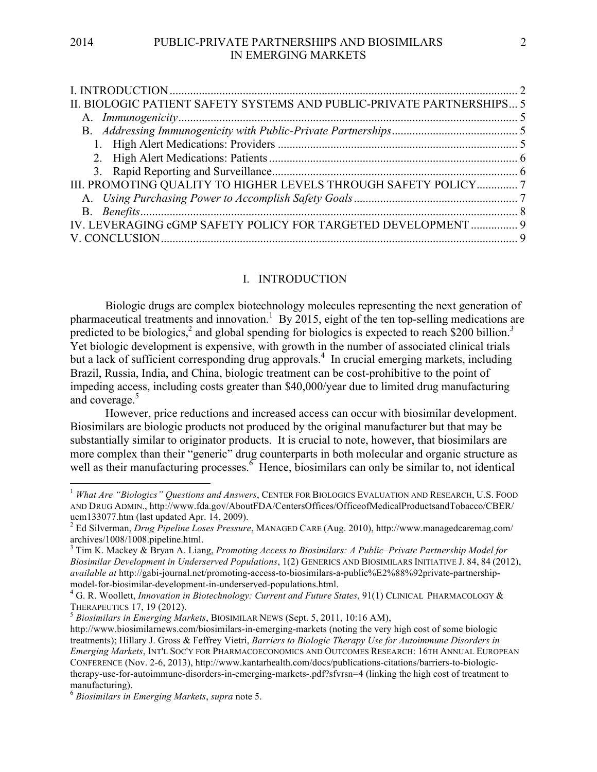I. INTRODUCTION ... 2
II. BIOLOGIC PATIENT SAFETY SYSTEMS AND PUBLIC-PRIVATE PARTNERSHIPS ... 5
  A. *Immunogenicity* ... 5
  B. *Addressing Immunogenicity with Public-Private Partnerships* ... 5
    1. High Alert Medications: Providers ... 5
    2. High Alert Medications: Patients ... 6
    3. Rapid Reporting and Surveillance ... 6
III. PROMOTING QUALITY TO HIGHER LEVELS THROUGH SAFETY POLICY ... 7
  A. *Using Purchasing Power to Accomplish Safety Goals* ... 7
  B. *Benefits* ... 8
IV. LEVERAGING cGMP SAFETY POLICY FOR TARGETED DEVELOPMENT ... 9
V. CONCLUSION ... 9

# I. INTRODUCTION

Biologic drugs are complex biotechnology molecules representing the next generation of pharmaceutical treatments and innovation.[1] By 2015, eight of the ten top-selling medications are predicted to be biologics,[2] and global spending for biologics is expected to reach $200 billion.[3] Yet biologic development is expensive, with growth in the number of associated clinical trials but a lack of sufficient corresponding drug approvals.[4] In crucial emerging markets, including Brazil, Russia, India, and China, biologic treatment can be cost-prohibitive to the point of impeding access, including costs greater than $40,000/year due to limited drug manufacturing and coverage.[5]

However, price reductions and increased access can occur with biosimilar development. Biosimilars are biologic products not produced by the original manufacturer but that may be substantially similar to originator products. It is crucial to note, however, that biosimilars are more complex than their "generic" drug counterparts in both molecular and organic structure as well as their manufacturing processes.[6] Hence, biosimilars can only be similar to, not identical

---

[1] *What Are "Biologics" Questions and Answers*, CENTER FOR BIOLOGICS EVALUATION AND RESEARCH, U.S. FOOD AND DRUG ADMIN., http://www.fda.gov/AboutFDA/CentersOffices/OfficeofMedicalProductsandTobacco/CBER/ucm133077.htm (last updated Apr. 14, 2009).

[2] Ed Silverman, *Drug Pipeline Loses Pressure*, MANAGED CARE (Aug. 2010), http://www.managedcaremag.com/archives/1008/1008.pipeline.html.

[3] Tim K. Mackey & Bryan A. Liang, *Promoting Access to Biosimilars: A Public–Private Partnership Model for Biosimilar Development in Underserved Populations*, 1(2) GENERICS AND BIOSIMILARS INITIATIVE J. 84, 84 (2012), *available at* http://gabi-journal.net/promoting-access-to-biosimilars-a-public%E2%88%92private-partnership-model-for-biosimilar-development-in-underserved-populations.html.

[4] G. R. Woollett, *Innovation in Biotechnology: Current and Future States*, 91(1) CLINICAL PHARMACOLOGY & THERAPEUTICS 17, 19 (2012).

[5] *Biosimilars in Emerging Markets*, BIOSIMILAR NEWS (Sept. 5, 2011, 10:16 AM), http://www.biosimilarnews.com/biosimilars-in-emerging-markets (noting the very high cost of some biologic treatments); Hillary J. Gross & Feffrey Vietri, *Barriers to Biologic Therapy Use for Autoimmune Disorders in Emerging Markets*, INT'L SOC'Y FOR PHARMACOECONOMICS AND OUTCOMES RESEARCH: 16TH ANNUAL EUROPEAN CONFERENCE (Nov. 2-6, 2013), http://www.kantarhealth.com/docs/publications-citations/barriers-to-biologic-therapy-use-for-autoimmune-disorders-in-emerging-markets-.pdf?sfvrsn=4 (linking the high cost of treatment to manufacturing).

[6] *Biosimilars in Emerging Markets*, *supra* note 5.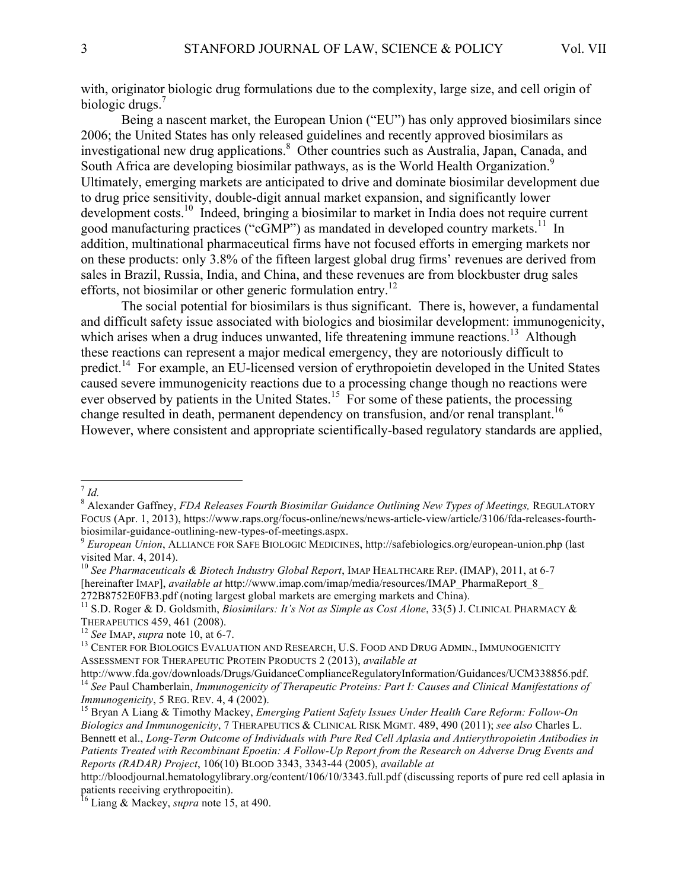with, originator biologic drug formulations due to the complexity, large size, and cell origin of biologic drugs.[7]

Being a nascent market, the European Union ("EU") has only approved biosimilars since 2006; the United States has only released guidelines and recently approved biosimilars as investigational new drug applications.[8] Other countries such as Australia, Japan, Canada, and South Africa are developing biosimilar pathways, as is the World Health Organization.[9] Ultimately, emerging markets are anticipated to drive and dominate biosimilar development due to drug price sensitivity, double-digit annual market expansion, and significantly lower development costs.[10] Indeed, bringing a biosimilar to market in India does not require current good manufacturing practices ("cGMP") as mandated in developed country markets.[11] In addition, multinational pharmaceutical firms have not focused efforts in emerging markets nor on these products: only 3.8% of the fifteen largest global drug firms' revenues are derived from sales in Brazil, Russia, India, and China, and these revenues are from blockbuster drug sales efforts, not biosimilar or other generic formulation entry.[12]

The social potential for biosimilars is thus significant. There is, however, a fundamental and difficult safety issue associated with biologics and biosimilar development: immunogenicity, which arises when a drug induces unwanted, life threatening immune reactions.[13] Although these reactions can represent a major medical emergency, they are notoriously difficult to predict.[14] For example, an EU-licensed version of erythropoietin developed in the United States caused severe immunogenicity reactions due to a processing change though no reactions were ever observed by patients in the United States.[15] For some of these patients, the processing change resulted in death, permanent dependency on transfusion, and/or renal transplant.[16] However, where consistent and appropriate scientifically-based regulatory standards are applied,

---

[7] *Id.*

[8] Alexander Gaffney, *FDA Releases Fourth Biosimilar Guidance Outlining New Types of Meetings,* REGULATORY FOCUS (Apr. 1, 2013), https://www.raps.org/focus-online/news/news-article-view/article/3106/fda-releases-fourth-biosimilar-guidance-outlining-new-types-of-meetings.aspx.

[9] *European Union*, ALLIANCE FOR SAFE BIOLOGIC MEDICINES, http://safebiologics.org/european-union.php (last visited Mar. 4, 2014).

[10] *See Pharmaceuticals & Biotech Industry Global Report*, IMAP HEALTHCARE REP. (IMAP), 2011, at 6-7 [hereinafter IMAP], *available at* http://www.imap.com/imap/media/resources/IMAP_PharmaReport_8_272B8752E0FB3.pdf (noting largest global markets are emerging markets and China).

[11] S.D. Roger & D. Goldsmith, *Biosimilars: It's Not as Simple as Cost Alone*, 33(5) J. CLINICAL PHARMACY & THERAPEUTICS 459, 461 (2008).

[12] *See* IMAP, *supra* note 10, at 6-7.

[13] CENTER FOR BIOLOGICS EVALUATION AND RESEARCH, U.S. FOOD AND DRUG ADMIN., IMMUNOGENICITY ASSESSMENT FOR THERAPEUTIC PROTEIN PRODUCTS 2 (2013), *available at* http://www.fda.gov/downloads/Drugs/GuidanceComplianceRegulatoryInformation/Guidances/UCM338856.pdf.

[14] *See* Paul Chamberlain, *Immunogenicity of Therapeutic Proteins: Part I: Causes and Clinical Manifestations of Immunogenicity*, 5 REG. REV. 4, 4 (2002).

[15] Bryan A Liang & Timothy Mackey, *Emerging Patient Safety Issues Under Health Care Reform: Follow-On Biologics and Immunogenicity*, 7 THERAPEUTICS & CLINICAL RISK MGMT. 489, 490 (2011); *see also* Charles L. Bennett et al., *Long-Term Outcome of Individuals with Pure Red Cell Aplasia and Antierythropoietin Antibodies in Patients Treated with Recombinant Epoetin: A Follow-Up Report from the Research on Adverse Drug Events and Reports (RADAR) Project*, 106(10) BLOOD 3343, 3343-44 (2005), *available at* http://bloodjournal.hematologylibrary.org/content/106/10/3343.full.pdf (discussing reports of pure red cell aplasia in patients receiving erythropoeitin).

[16] Liang & Mackey, *supra* note 15, at 490.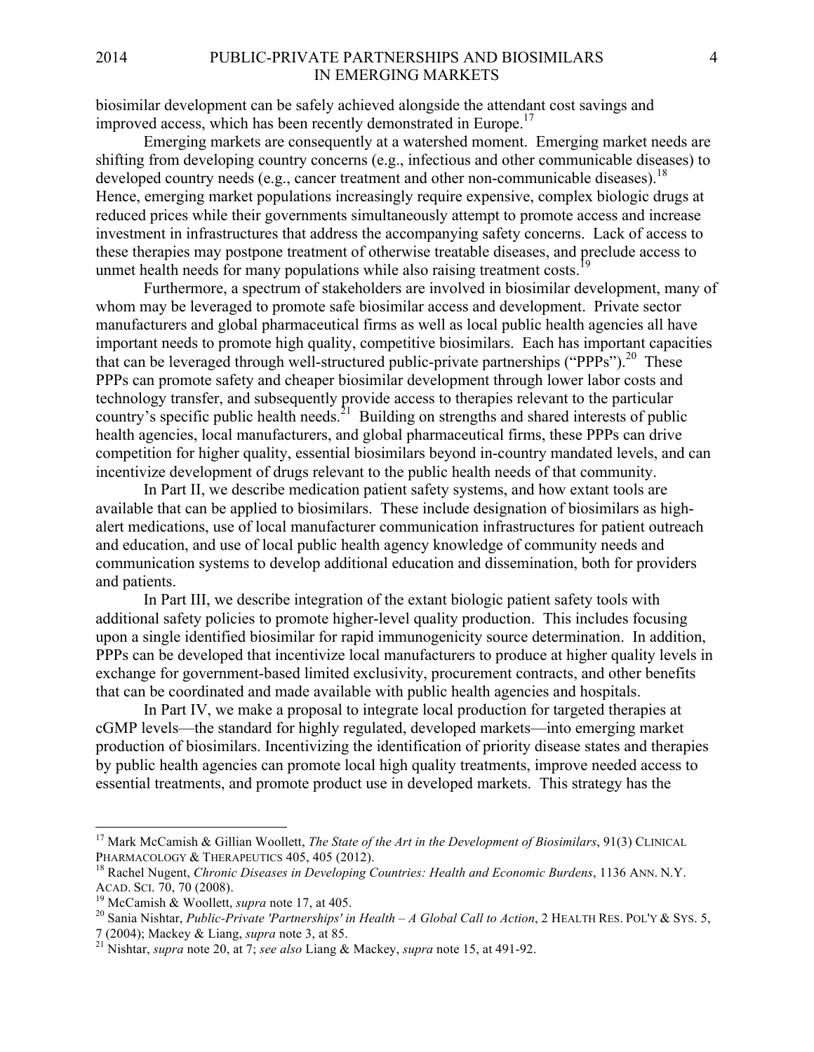biosimilar development can be safely achieved alongside the attendant cost savings and improved access, which has been recently demonstrated in Europe.[17]

Emerging markets are consequently at a watershed moment. Emerging market needs are shifting from developing country concerns (e.g., infectious and other communicable diseases) to developed country needs (e.g., cancer treatment and other non-communicable diseases).[18] Hence, emerging market populations increasingly require expensive, complex biologic drugs at reduced prices while their governments simultaneously attempt to promote access and increase investment in infrastructures that address the accompanying safety concerns. Lack of access to these therapies may postpone treatment of otherwise treatable diseases, and preclude access to unmet health needs for many populations while also raising treatment costs.[19]

Furthermore, a spectrum of stakeholders are involved in biosimilar development, many of whom may be leveraged to promote safe biosimilar access and development. Private sector manufacturers and global pharmaceutical firms as well as local public health agencies all have important needs to promote high quality, competitive biosimilars. Each has important capacities that can be leveraged through well-structured public-private partnerships ("PPPs").[20] These PPPs can promote safety and cheaper biosimilar development through lower labor costs and technology transfer, and subsequently provide access to therapies relevant to the particular country's specific public health needs.[21] Building on strengths and shared interests of public health agencies, local manufacturers, and global pharmaceutical firms, these PPPs can drive competition for higher quality, essential biosimilars beyond in-country mandated levels, and can incentivize development of drugs relevant to the public health needs of that community.

In Part II, we describe medication patient safety systems, and how extant tools are available that can be applied to biosimilars. These include designation of biosimilars as high-alert medications, use of local manufacturer communication infrastructures for patient outreach and education, and use of local public health agency knowledge of community needs and communication systems to develop additional education and dissemination, both for providers and patients.

In Part III, we describe integration of the extant biologic patient safety tools with additional safety policies to promote higher-level quality production. This includes focusing upon a single identified biosimilar for rapid immunogenicity source determination. In addition, PPPs can be developed that incentivize local manufacturers to produce at higher quality levels in exchange for government-based limited exclusivity, procurement contracts, and other benefits that can be coordinated and made available with public health agencies and hospitals.

In Part IV, we make a proposal to integrate local production for targeted therapies at cGMP levels—the standard for highly regulated, developed markets—into emerging market production of biosimilars. Incentivizing the identification of priority disease states and therapies by public health agencies can promote local high quality treatments, improve needed access to essential treatments, and promote product use in developed markets. This strategy has the

---

[17] Mark McCamish & Gillian Woollett, *The State of the Art in the Development of Biosimilars*, 91(3) CLINICAL PHARMACOLOGY & THERAPEUTICS 405, 405 (2012).

[18] Rachel Nugent, *Chronic Diseases in Developing Countries: Health and Economic Burdens*, 1136 ANN. N.Y. ACAD. SCI. 70, 70 (2008).

[19] McCamish & Woollett, *supra* note 17, at 405.

[20] Sania Nishtar, *Public-Private 'Partnerships' in Health – A Global Call to Action*, 2 HEALTH RES. POL'Y & SYS. 5, 7 (2004); Mackey & Liang, *supra* note 3, at 85.

[21] Nishtar, *supra* note 20, at 7; *see also* Liang & Mackey, *supra* note 15, at 491-92.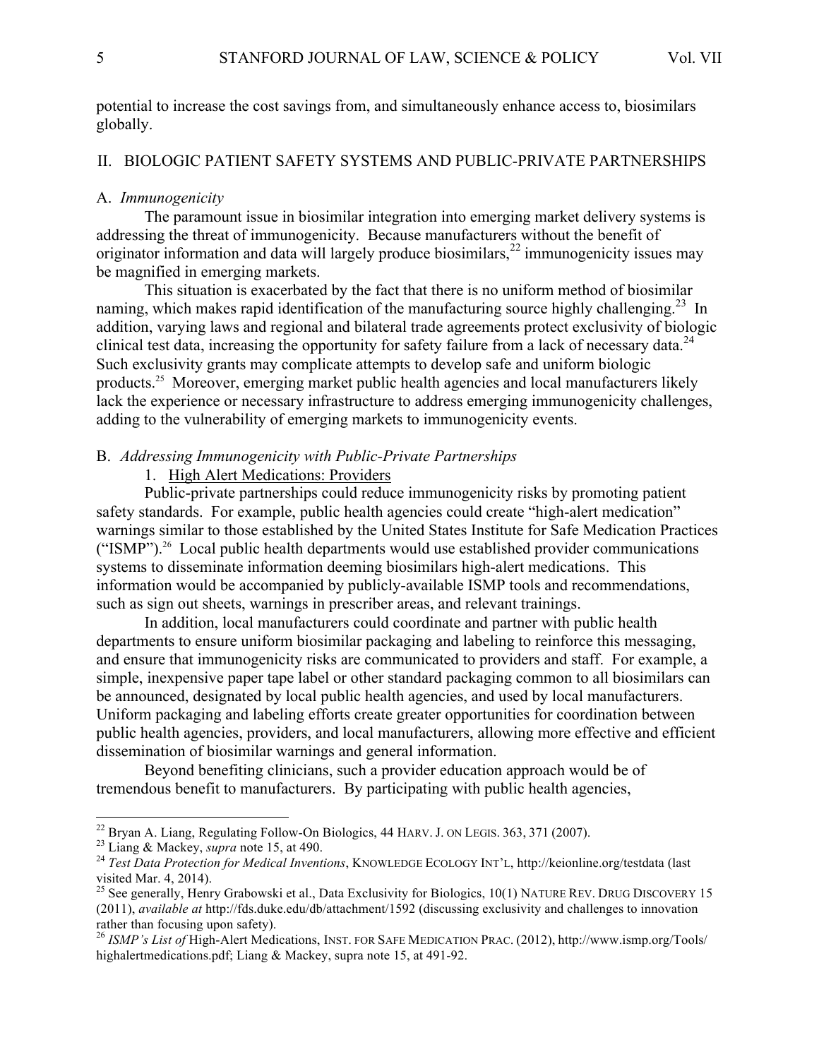potential to increase the cost savings from, and simultaneously enhance access to, biosimilars globally.

## II. BIOLOGIC PATIENT SAFETY SYSTEMS AND PUBLIC-PRIVATE PARTNERSHIPS

### A. *Immunogenicity*

The paramount issue in biosimilar integration into emerging market delivery systems is addressing the threat of immunogenicity. Because manufacturers without the benefit of originator information and data will largely produce biosimilars,[22] immunogenicity issues may be magnified in emerging markets.

This situation is exacerbated by the fact that there is no uniform method of biosimilar naming, which makes rapid identification of the manufacturing source highly challenging.[23] In addition, varying laws and regional and bilateral trade agreements protect exclusivity of biologic clinical test data, increasing the opportunity for safety failure from a lack of necessary data.[24] Such exclusivity grants may complicate attempts to develop safe and uniform biologic products.[25] Moreover, emerging market public health agencies and local manufacturers likely lack the experience or necessary infrastructure to address emerging immunogenicity challenges, adding to the vulnerability of emerging markets to immunogenicity events.

### B. *Addressing Immunogenicity with Public-Private Partnerships*

#### 1. High Alert Medications: Providers

Public-private partnerships could reduce immunogenicity risks by promoting patient safety standards. For example, public health agencies could create "high-alert medication" warnings similar to those established by the United States Institute for Safe Medication Practices ("ISMP").[26] Local public health departments would use established provider communications systems to disseminate information deeming biosimilars high-alert medications. This information would be accompanied by publicly-available ISMP tools and recommendations, such as sign out sheets, warnings in prescriber areas, and relevant trainings.

In addition, local manufacturers could coordinate and partner with public health departments to ensure uniform biosimilar packaging and labeling to reinforce this messaging, and ensure that immunogenicity risks are communicated to providers and staff. For example, a simple, inexpensive paper tape label or other standard packaging common to all biosimilars can be announced, designated by local public health agencies, and used by local manufacturers. Uniform packaging and labeling efforts create greater opportunities for coordination between public health agencies, providers, and local manufacturers, allowing more effective and efficient dissemination of biosimilar warnings and general information.

Beyond benefiting clinicians, such a provider education approach would be of tremendous benefit to manufacturers. By participating with public health agencies,

---

[22] Bryan A. Liang, Regulating Follow-On Biologics, 44 HARV. J. ON LEGIS. 363, 371 (2007).

[23] Liang & Mackey, *supra* note 15, at 490.

[24] *Test Data Protection for Medical Inventions*, KNOWLEDGE ECOLOGY INT'L, http://keionline.org/testdata (last visited Mar. 4, 2014).

[25] See generally, Henry Grabowski et al., Data Exclusivity for Biologics, 10(1) NATURE REV. DRUG DISCOVERY 15 (2011), *available at* http://fds.duke.edu/db/attachment/1592 (discussing exclusivity and challenges to innovation rather than focusing upon safety).

[26] *ISMP's List of* High-Alert Medications, INST. FOR SAFE MEDICATION PRAC. (2012), http://www.ismp.org/Tools/highalertmedications.pdf; Liang & Mackey, supra note 15, at 491-92.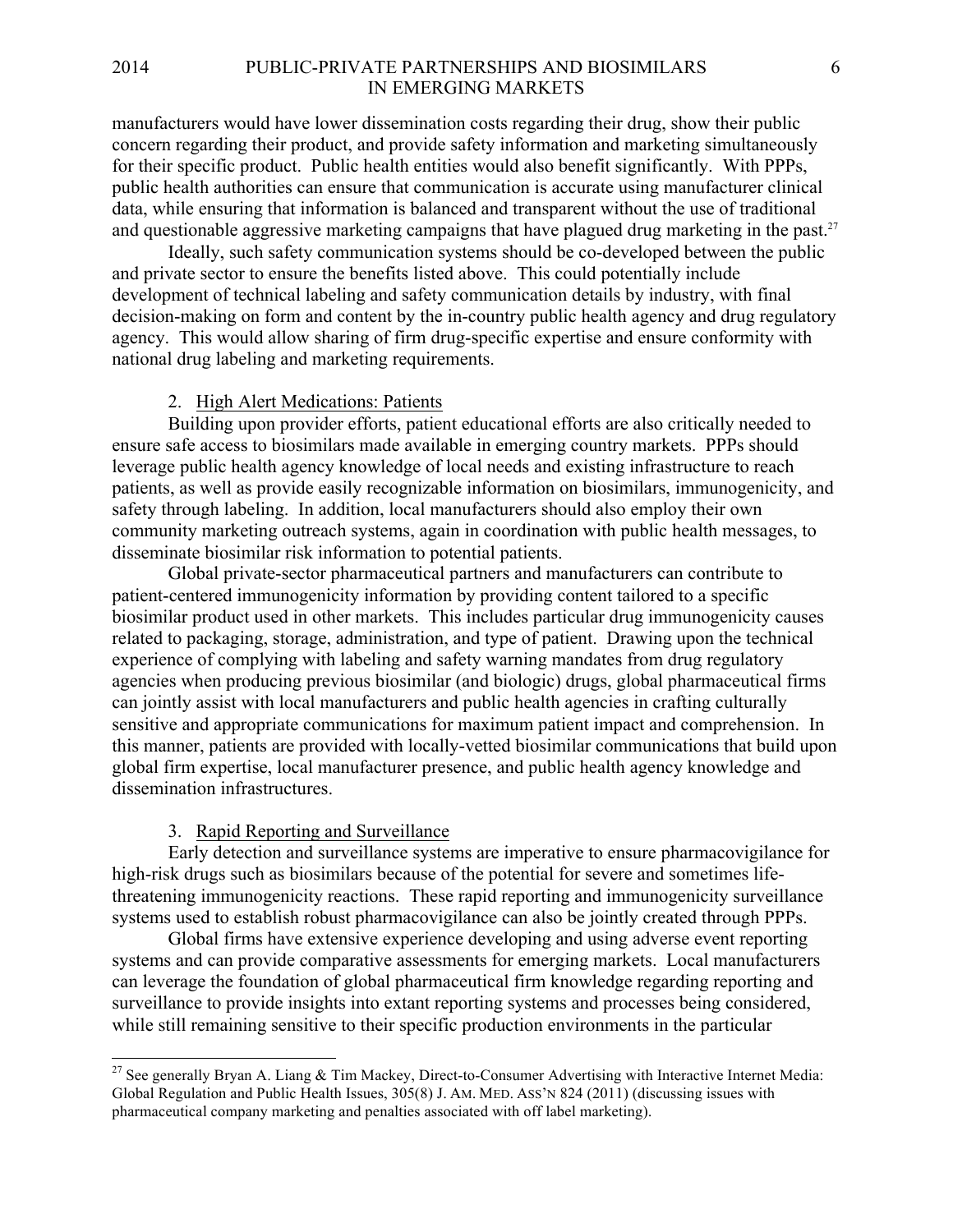manufacturers would have lower dissemination costs regarding their drug, show their public concern regarding their product, and provide safety information and marketing simultaneously for their specific product. Public health entities would also benefit significantly. With PPPs, public health authorities can ensure that communication is accurate using manufacturer clinical data, while ensuring that information is balanced and transparent without the use of traditional and questionable aggressive marketing campaigns that have plagued drug marketing in the past.[27]

Ideally, such safety communication systems should be co-developed between the public and private sector to ensure the benefits listed above. This could potentially include development of technical labeling and safety communication details by industry, with final decision-making on form and content by the in-country public health agency and drug regulatory agency. This would allow sharing of firm drug-specific expertise and ensure conformity with national drug labeling and marketing requirements.

2. <u>High Alert Medications: Patients</u>

Building upon provider efforts, patient educational efforts are also critically needed to ensure safe access to biosimilars made available in emerging country markets. PPPs should leverage public health agency knowledge of local needs and existing infrastructure to reach patients, as well as provide easily recognizable information on biosimilars, immunogenicity, and safety through labeling. In addition, local manufacturers should also employ their own community marketing outreach systems, again in coordination with public health messages, to disseminate biosimilar risk information to potential patients.

Global private-sector pharmaceutical partners and manufacturers can contribute to patient-centered immunogenicity information by providing content tailored to a specific biosimilar product used in other markets. This includes particular drug immunogenicity causes related to packaging, storage, administration, and type of patient. Drawing upon the technical experience of complying with labeling and safety warning mandates from drug regulatory agencies when producing previous biosimilar (and biologic) drugs, global pharmaceutical firms can jointly assist with local manufacturers and public health agencies in crafting culturally sensitive and appropriate communications for maximum patient impact and comprehension. In this manner, patients are provided with locally-vetted biosimilar communications that build upon global firm expertise, local manufacturer presence, and public health agency knowledge and dissemination infrastructures.

3. <u>Rapid Reporting and Surveillance</u>

Early detection and surveillance systems are imperative to ensure pharmacovigilance for high-risk drugs such as biosimilars because of the potential for severe and sometimes life-threatening immunogenicity reactions. These rapid reporting and immunogenicity surveillance systems used to establish robust pharmacovigilance can also be jointly created through PPPs.

Global firms have extensive experience developing and using adverse event reporting systems and can provide comparative assessments for emerging markets. Local manufacturers can leverage the foundation of global pharmaceutical firm knowledge regarding reporting and surveillance to provide insights into extant reporting systems and processes being considered, while still remaining sensitive to their specific production environments in the particular

---

[27] See generally Bryan A. Liang & Tim Mackey, Direct-to-Consumer Advertising with Interactive Internet Media: Global Regulation and Public Health Issues, 305(8) J. AM. MED. ASS'N 824 (2011) (discussing issues with pharmaceutical company marketing and penalties associated with off label marketing).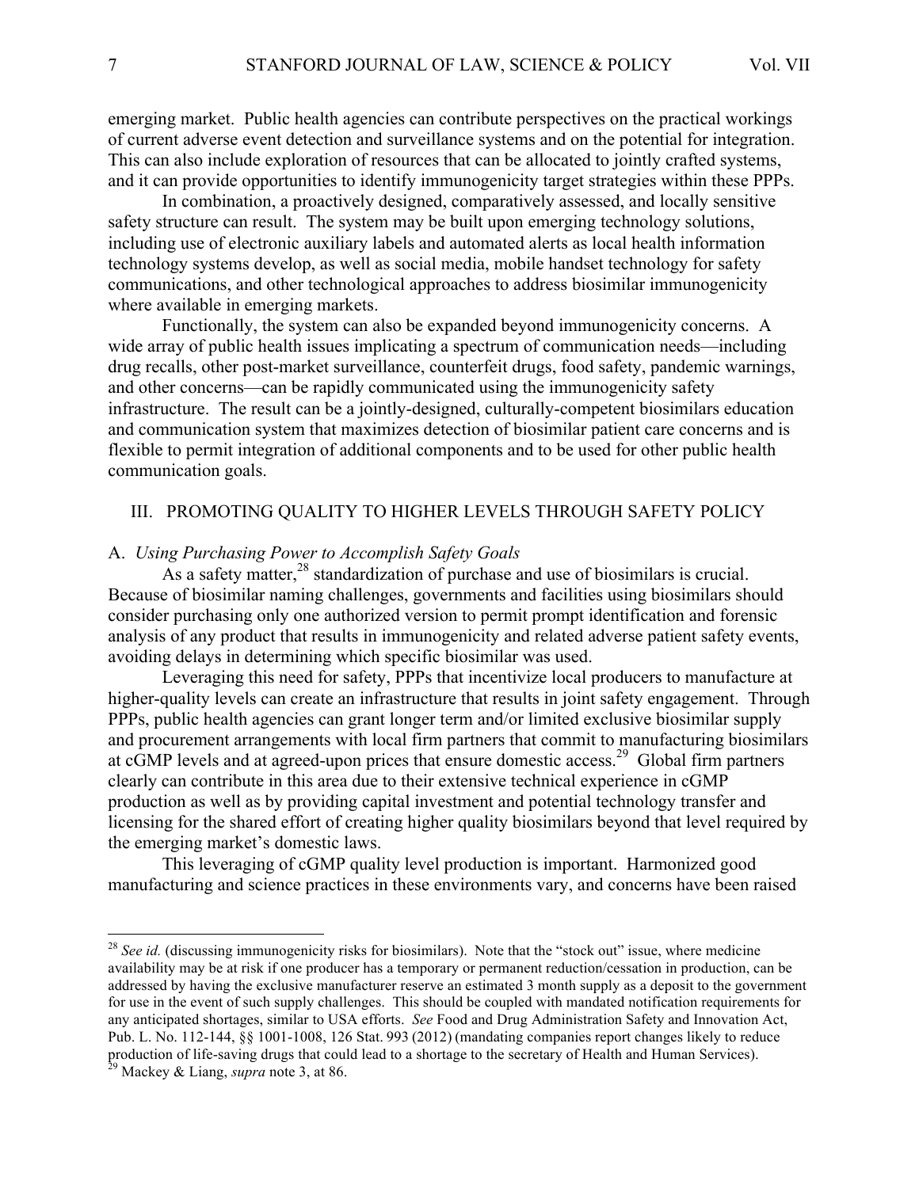emerging market. Public health agencies can contribute perspectives on the practical workings of current adverse event detection and surveillance systems and on the potential for integration. This can also include exploration of resources that can be allocated to jointly crafted systems, and it can provide opportunities to identify immunogenicity target strategies within these PPPs.

In combination, a proactively designed, comparatively assessed, and locally sensitive safety structure can result. The system may be built upon emerging technology solutions, including use of electronic auxiliary labels and automated alerts as local health information technology systems develop, as well as social media, mobile handset technology for safety communications, and other technological approaches to address biosimilar immunogenicity where available in emerging markets.

Functionally, the system can also be expanded beyond immunogenicity concerns. A wide array of public health issues implicating a spectrum of communication needs—including drug recalls, other post-market surveillance, counterfeit drugs, food safety, pandemic warnings, and other concerns—can be rapidly communicated using the immunogenicity safety infrastructure. The result can be a jointly-designed, culturally-competent biosimilars education and communication system that maximizes detection of biosimilar patient care concerns and is flexible to permit integration of additional components and to be used for other public health communication goals.

## III. PROMOTING QUALITY TO HIGHER LEVELS THROUGH SAFETY POLICY

### A. *Using Purchasing Power to Accomplish Safety Goals*

As a safety matter,[28] standardization of purchase and use of biosimilars is crucial. Because of biosimilar naming challenges, governments and facilities using biosimilars should consider purchasing only one authorized version to permit prompt identification and forensic analysis of any product that results in immunogenicity and related adverse patient safety events, avoiding delays in determining which specific biosimilar was used.

Leveraging this need for safety, PPPs that incentivize local producers to manufacture at higher-quality levels can create an infrastructure that results in joint safety engagement. Through PPPs, public health agencies can grant longer term and/or limited exclusive biosimilar supply and procurement arrangements with local firm partners that commit to manufacturing biosimilars at cGMP levels and at agreed-upon prices that ensure domestic access.[29] Global firm partners clearly can contribute in this area due to their extensive technical experience in cGMP production as well as by providing capital investment and potential technology transfer and licensing for the shared effort of creating higher quality biosimilars beyond that level required by the emerging market's domestic laws.

This leveraging of cGMP quality level production is important. Harmonized good manufacturing and science practices in these environments vary, and concerns have been raised

---

[28] *See id.* (discussing immunogenicity risks for biosimilars). Note that the "stock out" issue, where medicine availability may be at risk if one producer has a temporary or permanent reduction/cessation in production, can be addressed by having the exclusive manufacturer reserve an estimated 3 month supply as a deposit to the government for use in the event of such supply challenges. This should be coupled with mandated notification requirements for any anticipated shortages, similar to USA efforts. *See* Food and Drug Administration Safety and Innovation Act, Pub. L. No. 112-144, §§ 1001-1008, 126 Stat. 993 (2012) (mandating companies report changes likely to reduce production of life-saving drugs that could lead to a shortage to the secretary of Health and Human Services).

[29] Mackey & Liang, *supra* note 3, at 86.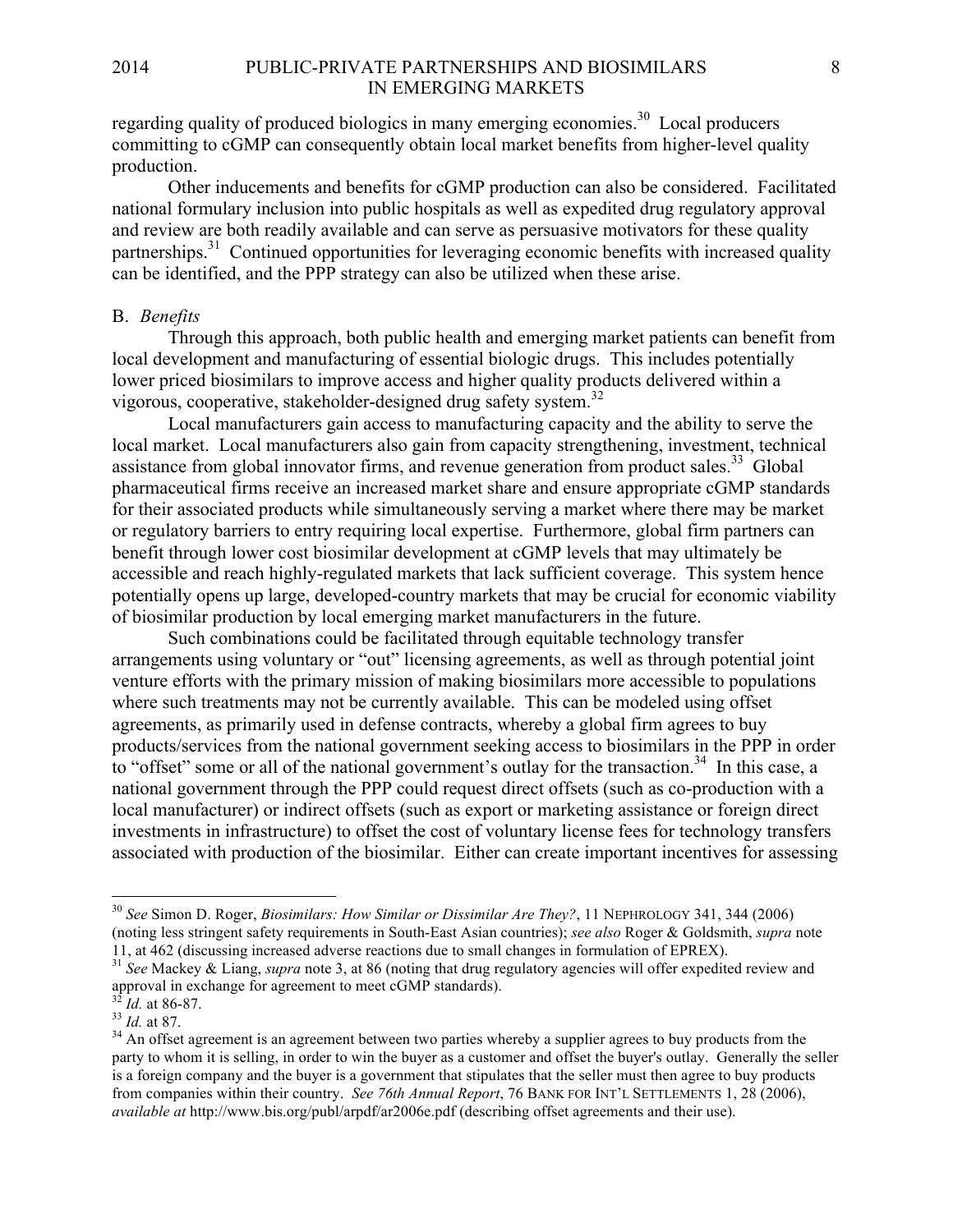regarding quality of produced biologics in many emerging economies.[30] Local producers committing to cGMP can consequently obtain local market benefits from higher-level quality production.

Other inducements and benefits for cGMP production can also be considered. Facilitated national formulary inclusion into public hospitals as well as expedited drug regulatory approval and review are both readily available and can serve as persuasive motivators for these quality partnerships.[31] Continued opportunities for leveraging economic benefits with increased quality can be identified, and the PPP strategy can also be utilized when these arise.

B. *Benefits*

Through this approach, both public health and emerging market patients can benefit from local development and manufacturing of essential biologic drugs. This includes potentially lower priced biosimilars to improve access and higher quality products delivered within a vigorous, cooperative, stakeholder-designed drug safety system.[32]

Local manufacturers gain access to manufacturing capacity and the ability to serve the local market. Local manufacturers also gain from capacity strengthening, investment, technical assistance from global innovator firms, and revenue generation from product sales.[33] Global pharmaceutical firms receive an increased market share and ensure appropriate cGMP standards for their associated products while simultaneously serving a market where there may be market or regulatory barriers to entry requiring local expertise. Furthermore, global firm partners can benefit through lower cost biosimilar development at cGMP levels that may ultimately be accessible and reach highly-regulated markets that lack sufficient coverage. This system hence potentially opens up large, developed-country markets that may be crucial for economic viability of biosimilar production by local emerging market manufacturers in the future.

Such combinations could be facilitated through equitable technology transfer arrangements using voluntary or "out" licensing agreements, as well as through potential joint venture efforts with the primary mission of making biosimilars more accessible to populations where such treatments may not be currently available. This can be modeled using offset agreements, as primarily used in defense contracts, whereby a global firm agrees to buy products/services from the national government seeking access to biosimilars in the PPP in order to "offset" some or all of the national government's outlay for the transaction.[34] In this case, a national government through the PPP could request direct offsets (such as co-production with a local manufacturer) or indirect offsets (such as export or marketing assistance or foreign direct investments in infrastructure) to offset the cost of voluntary license fees for technology transfers associated with production of the biosimilar. Either can create important incentives for assessing

---

[30] *See* Simon D. Roger, *Biosimilars: How Similar or Dissimilar Are They?*, 11 NEPHROLOGY 341, 344 (2006) (noting less stringent safety requirements in South-East Asian countries); *see also* Roger & Goldsmith, *supra* note 11, at 462 (discussing increased adverse reactions due to small changes in formulation of EPREX).

[31] *See* Mackey & Liang, *supra* note 3, at 86 (noting that drug regulatory agencies will offer expedited review and approval in exchange for agreement to meet cGMP standards).

[32] *Id.* at 86-87.

[33] *Id.* at 87.

[34] An offset agreement is an agreement between two parties whereby a supplier agrees to buy products from the party to whom it is selling, in order to win the buyer as a customer and offset the buyer's outlay. Generally the seller is a foreign company and the buyer is a government that stipulates that the seller must then agree to buy products from companies within their country. *See 76th Annual Report*, 76 BANK FOR INT'L SETTLEMENTS 1, 28 (2006), *available at* http://www.bis.org/publ/arpdf/ar2006e.pdf (describing offset agreements and their use).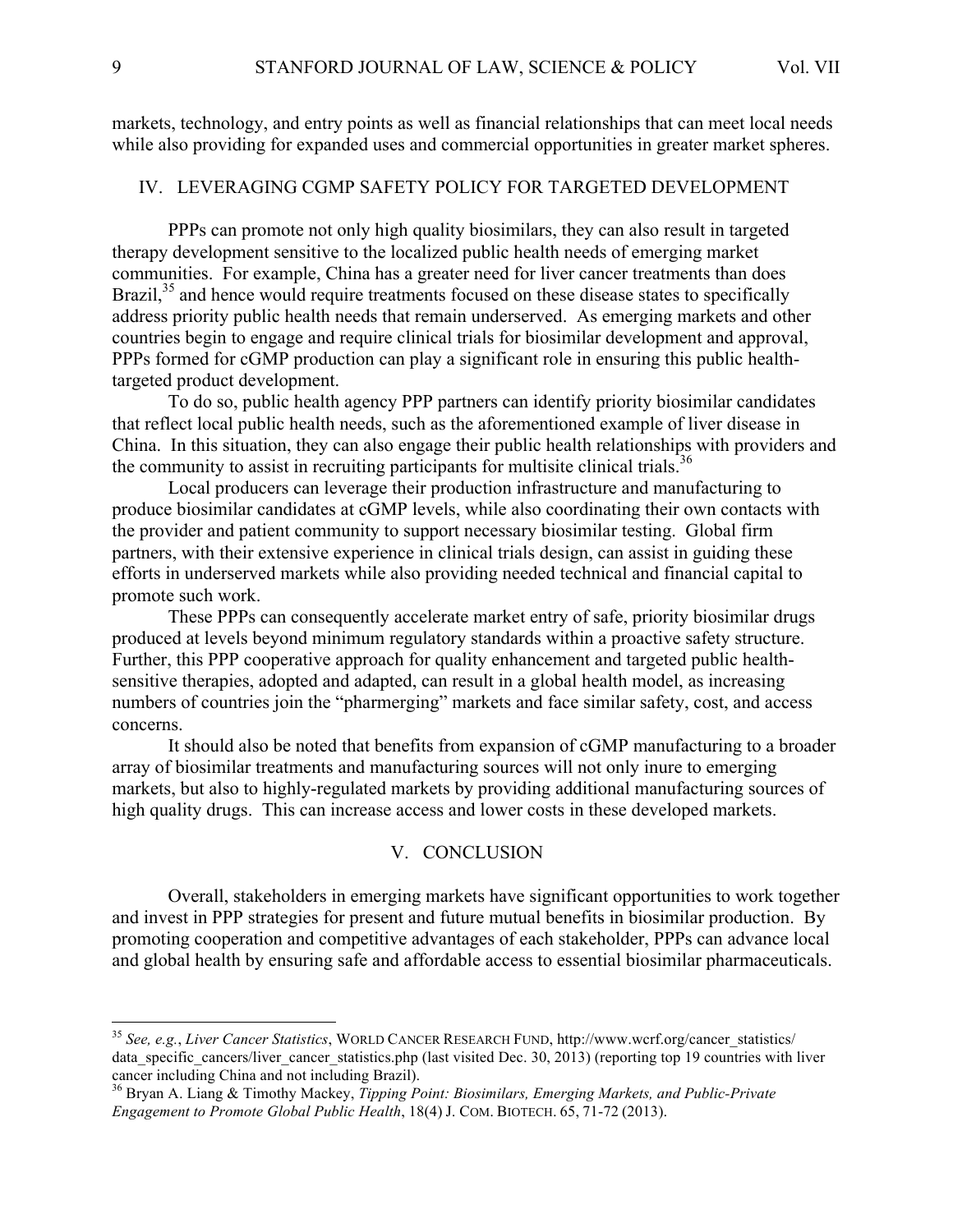markets, technology, and entry points as well as financial relationships that can meet local needs while also providing for expanded uses and commercial opportunities in greater market spheres.

## IV. LEVERAGING CGMP SAFETY POLICY FOR TARGETED DEVELOPMENT

PPPs can promote not only high quality biosimilars, they can also result in targeted therapy development sensitive to the localized public health needs of emerging market communities. For example, China has a greater need for liver cancer treatments than does Brazil,[35] and hence would require treatments focused on these disease states to specifically address priority public health needs that remain underserved. As emerging markets and other countries begin to engage and require clinical trials for biosimilar development and approval, PPPs formed for cGMP production can play a significant role in ensuring this public health-targeted product development.

To do so, public health agency PPP partners can identify priority biosimilar candidates that reflect local public health needs, such as the aforementioned example of liver disease in China. In this situation, they can also engage their public health relationships with providers and the community to assist in recruiting participants for multisite clinical trials.[36]

Local producers can leverage their production infrastructure and manufacturing to produce biosimilar candidates at cGMP levels, while also coordinating their own contacts with the provider and patient community to support necessary biosimilar testing. Global firm partners, with their extensive experience in clinical trials design, can assist in guiding these efforts in underserved markets while also providing needed technical and financial capital to promote such work.

These PPPs can consequently accelerate market entry of safe, priority biosimilar drugs produced at levels beyond minimum regulatory standards within a proactive safety structure. Further, this PPP cooperative approach for quality enhancement and targeted public health-sensitive therapies, adopted and adapted, can result in a global health model, as increasing numbers of countries join the "pharmerging" markets and face similar safety, cost, and access concerns.

It should also be noted that benefits from expansion of cGMP manufacturing to a broader array of biosimilar treatments and manufacturing sources will not only inure to emerging markets, but also to highly-regulated markets by providing additional manufacturing sources of high quality drugs. This can increase access and lower costs in these developed markets.

## V. CONCLUSION

Overall, stakeholders in emerging markets have significant opportunities to work together and invest in PPP strategies for present and future mutual benefits in biosimilar production. By promoting cooperation and competitive advantages of each stakeholder, PPPs can advance local and global health by ensuring safe and affordable access to essential biosimilar pharmaceuticals.

---

[35] *See, e.g.*, *Liver Cancer Statistics*, WORLD CANCER RESEARCH FUND, http://www.wcrf.org/cancer_statistics/data_specific_cancers/liver_cancer_statistics.php (last visited Dec. 30, 2013) (reporting top 19 countries with liver cancer including China and not including Brazil).

[36] Bryan A. Liang & Timothy Mackey, *Tipping Point: Biosimilars, Emerging Markets, and Public-Private Engagement to Promote Global Public Health*, 18(4) J. COM. BIOTECH. 65, 71-72 (2013).